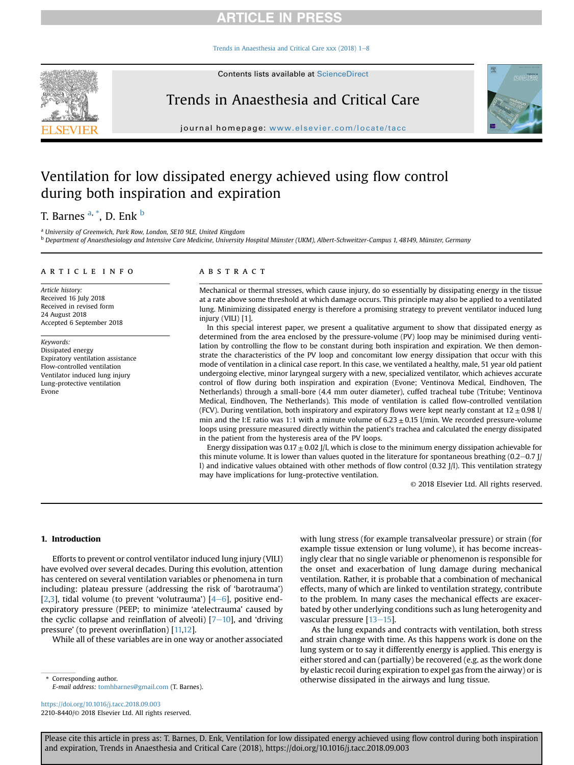# Ventilation for low dissipated energy achieved using flow control during both inspiration and expiration

T. Barnes [a,*], D. Enk [b]

[a] University of Greenwich, Park Row, London, SE10 9LE, United Kingdom

[b] Department of Anaesthesiology and Intensive Care Medicine, University Hospital Münster (UKM), Albert-Schweitzer-Campus 1, 48149, Münster, Germany

## ARTICLE INFO

*Article history:*
Received 16 July 2018
Received in revised form
24 August 2018
Accepted 6 September 2018

*Keywords:*
Dissipated energy
Expiratory ventilation assistance
Flow-controlled ventilation
Ventilator induced lung injury
Lung-protective ventilation
Evone

## ABSTRACT

Mechanical or thermal stresses, which cause injury, do so essentially by dissipating energy in the tissue at a rate above some threshold at which damage occurs. This principle may also be applied to a ventilated lung. Minimizing dissipated energy is therefore a promising strategy to prevent ventilator induced lung injury (VILI) [1].

In this special interest paper, we present a qualitative argument to show that dissipated energy as determined from the area enclosed by the pressure-volume (PV) loop may be minimised during ventilation by controlling the flow to be constant during both inspiration and expiration. We then demonstrate the characteristics of the PV loop and concomitant low energy dissipation that occur with this mode of ventilation in a clinical case report. In this case, we ventilated a healthy, male, 51 year old patient undergoing elective, minor laryngeal surgery with a new, specialized ventilator, which achieves accurate control of flow during both inspiration and expiration (Evone; Ventinova Medical, Eindhoven, The Netherlands) through a small-bore (4.4 mm outer diameter), cuffed tracheal tube (Tritube; Ventinova Medical, Eindhoven, The Netherlands). This mode of ventilation is called flow-controlled ventilation (FCV). During ventilation, both inspiratory and expiratory flows were kept nearly constant at $12 \pm 0.98$ l/min and the I:E ratio was 1:1 with a minute volume of $6.23 \pm 0.15$ l/min. We recorded pressure-volume loops using pressure measured directly within the patient's trachea and calculated the energy dissipated in the patient from the hysteresis area of the PV loops.

Energy dissipation was $0.17 \pm 0.02$ J/l, which is close to the minimum energy dissipation achievable for this minute volume. It is lower than values quoted in the literature for spontaneous breathing (0.2–0.7 J/l) and indicative values obtained with other methods of flow control (0.32 J/l). This ventilation strategy may have implications for lung-protective ventilation.

© 2018 Elsevier Ltd. All rights reserved.

## 1. Introduction

Efforts to prevent or control ventilator induced lung injury (VILI) have evolved over several decades. During this evolution, attention has centered on several ventilation variables or phenomena in turn including: plateau pressure (addressing the risk of 'barotrauma') [2,3], tidal volume (to prevent 'volutrauma') [4–6], positive end-expiratory pressure (PEEP; to minimize 'atelectrauma' caused by the cyclic collapse and reinflation of alveoli) [7–10], and 'driving pressure' (to prevent overinflation) [11,12].

While all of these variables are in one way or another associated with lung stress (for example transalveolar pressure) or strain (for example tissue extension or lung volume), it has become increasingly clear that no single variable or phenomenon is responsible for the onset and exacerbation of lung damage during mechanical ventilation. Rather, it is probable that a combination of mechanical effects, many of which are linked to ventilation strategy, contribute to the problem. In many cases the mechanical effects are exacerbated by other underlying conditions such as lung heterogenity and vascular pressure [13–15].

As the lung expands and contracts with ventilation, both stress and strain change with time. As this happens work is done on the lung system or to say it differently energy is applied. This energy is either stored and can (partially) be recovered (e.g. as the work done by elastic recoil during expiration to expel gas from the airway) or is otherwise dissipated in the airways and lung tissue.

\* Corresponding author.
*E-mail address:* tomhbarnes@gmail.com (T. Barnes).

https://doi.org/10.1016/j.tacc.2018.09.003
2210-8440/© 2018 Elsevier Ltd. All rights reserved.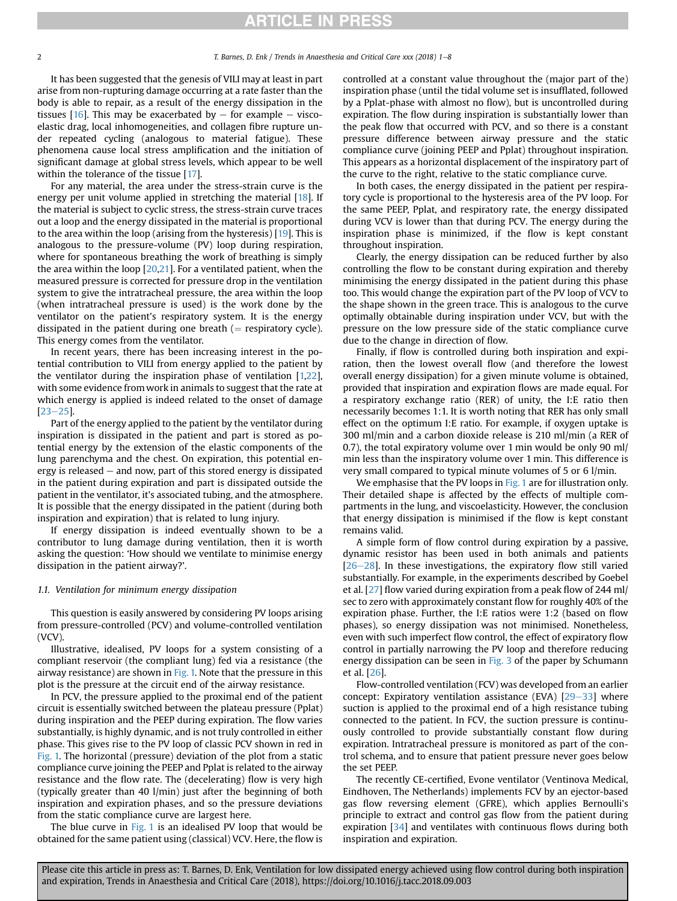It has been suggested that the genesis of VILI may at least in part arise from non-rupturing damage occurring at a rate faster than the body is able to repair, as a result of the energy dissipation in the tissues [16]. This may be exacerbated by – for example – visco-elastic drag, local inhomogeneities, and collagen fibre rupture under repeated cycling (analogous to material fatigue). These phenomena cause local stress amplification and the initiation of significant damage at global stress levels, which appear to be well within the tolerance of the tissue [17].

For any material, the area under the stress-strain curve is the energy per unit volume applied in stretching the material [18]. If the material is subject to cyclic stress, the stress-strain curve traces out a loop and the energy dissipated in the material is proportional to the area within the loop (arising from the hysteresis) [19]. This is analogous to the pressure-volume (PV) loop during respiration, where for spontaneous breathing the work of breathing is simply the area within the loop [20,21]. For a ventilated patient, when the measured pressure is corrected for pressure drop in the ventilation system to give the intratracheal pressure, the area within the loop (when intratracheal pressure is used) is the work done by the ventilator on the patient's respiratory system. It is the energy dissipated in the patient during one breath (= respiratory cycle). This energy comes from the ventilator.

In recent years, there has been increasing interest in the potential contribution to VILI from energy applied to the patient by the ventilator during the inspiration phase of ventilation [1,22], with some evidence from work in animals to suggest that the rate at which energy is applied is indeed related to the onset of damage [23–25].

Part of the energy applied to the patient by the ventilator during inspiration is dissipated in the patient and part is stored as potential energy by the extension of the elastic components of the lung parenchyma and the chest. On expiration, this potential energy is released – and now, part of this stored energy is dissipated in the patient during expiration and part is dissipated outside the patient in the ventilator, it's associated tubing, and the atmosphere. It is possible that the energy dissipated in the patient (during both inspiration and expiration) that is related to lung injury.

If energy dissipation is indeed eventually shown to be a contributor to lung damage during ventilation, then it is worth asking the question: 'How should we ventilate to minimise energy dissipation in the patient airway?'.

### 1.1. Ventilation for minimum energy dissipation

This question is easily answered by considering PV loops arising from pressure-controlled (PCV) and volume-controlled ventilation (VCV).

Illustrative, idealised, PV loops for a system consisting of a compliant reservoir (the compliant lung) fed via a resistance (the airway resistance) are shown in Fig. 1. Note that the pressure in this plot is the pressure at the circuit end of the airway resistance.

In PCV, the pressure applied to the proximal end of the patient circuit is essentially switched between the plateau pressure (Pplat) during inspiration and the PEEP during expiration. The flow varies substantially, is highly dynamic, and is not truly controlled in either phase. This gives rise to the PV loop of classic PCV shown in red in Fig. 1. The horizontal (pressure) deviation of the plot from a static compliance curve joining the PEEP and Pplat is related to the airway resistance and the flow rate. The (decelerating) flow is very high (typically greater than 40 l/min) just after the beginning of both inspiration and expiration phases, and so the pressure deviations from the static compliance curve are largest here.

The blue curve in Fig. 1 is an idealised PV loop that would be obtained for the same patient using (classical) VCV. Here, the flow is controlled at a constant value throughout the (major part of the) inspiration phase (until the tidal volume set is insufflated, followed by a Pplat-phase with almost no flow), but is uncontrolled during expiration. The flow during inspiration is substantially lower than the peak flow that occurred with PCV, and so there is a constant pressure difference between airway pressure and the static compliance curve (joining PEEP and Pplat) throughout inspiration. This appears as a horizontal displacement of the inspiratory part of the curve to the right, relative to the static compliance curve.

In both cases, the energy dissipated in the patient per respiratory cycle is proportional to the hysteresis area of the PV loop. For the same PEEP, Pplat, and respiratory rate, the energy dissipated during VCV is lower than that during PCV. The energy during the inspiration phase is minimized, if the flow is kept constant throughout inspiration.

Clearly, the energy dissipation can be reduced further by also controlling the flow to be constant during expiration and thereby minimising the energy dissipated in the patient during this phase too. This would change the expiration part of the PV loop of VCV to the shape shown in the green trace. This is analogous to the curve optimally obtainable during inspiration under VCV, but with the pressure on the low pressure side of the static compliance curve due to the change in direction of flow.

Finally, if flow is controlled during both inspiration and expiration, then the lowest overall flow (and therefore the lowest overall energy dissipation) for a given minute volume is obtained, provided that inspiration and expiration flows are made equal. For a respiratory exchange ratio (RER) of unity, the I:E ratio then necessarily becomes 1:1. It is worth noting that RER has only small effect on the optimum I:E ratio. For example, if oxygen uptake is 300 ml/min and a carbon dioxide release is 210 ml/min (a RER of 0.7), the total expiratory volume over 1 min would be only 90 ml/min less than the inspiratory volume over 1 min. This difference is very small compared to typical minute volumes of 5 or 6 l/min.

We emphasise that the PV loops in Fig. 1 are for illustration only. Their detailed shape is affected by the effects of multiple compartments in the lung, and viscoelasticity. However, the conclusion that energy dissipation is minimised if the flow is kept constant remains valid.

A simple form of flow control during expiration by a passive, dynamic resistor has been used in both animals and patients [26–28]. In these investigations, the expiratory flow still varied substantially. For example, in the experiments described by Goebel et al. [27] flow varied during expiration from a peak flow of 244 ml/sec to zero with approximately constant flow for roughly 40% of the expiration phase. Further, the I:E ratios were 1:2 (based on flow phases), so energy dissipation was not minimised. Nonetheless, even with such imperfect flow control, the effect of expiratory flow control in partially narrowing the PV loop and therefore reducing energy dissipation can be seen in Fig. 3 of the paper by Schumann et al. [26].

Flow-controlled ventilation (FCV) was developed from an earlier concept: Expiratory ventilation assistance (EVA) [29–33] where suction is applied to the proximal end of a high resistance tubing connected to the patient. In FCV, the suction pressure is continuously controlled to provide substantially constant flow during expiration. Intratracheal pressure is monitored as part of the control schema, and to ensure that patient pressure never goes below the set PEEP.

The recently CE-certified, Evone ventilator (Ventinova Medical, Eindhoven, The Netherlands) implements FCV by an ejector-based gas flow reversing element (GFRE), which applies Bernoulli's principle to extract and control gas flow from the patient during expiration [34] and ventilates with continuous flows during both inspiration and expiration.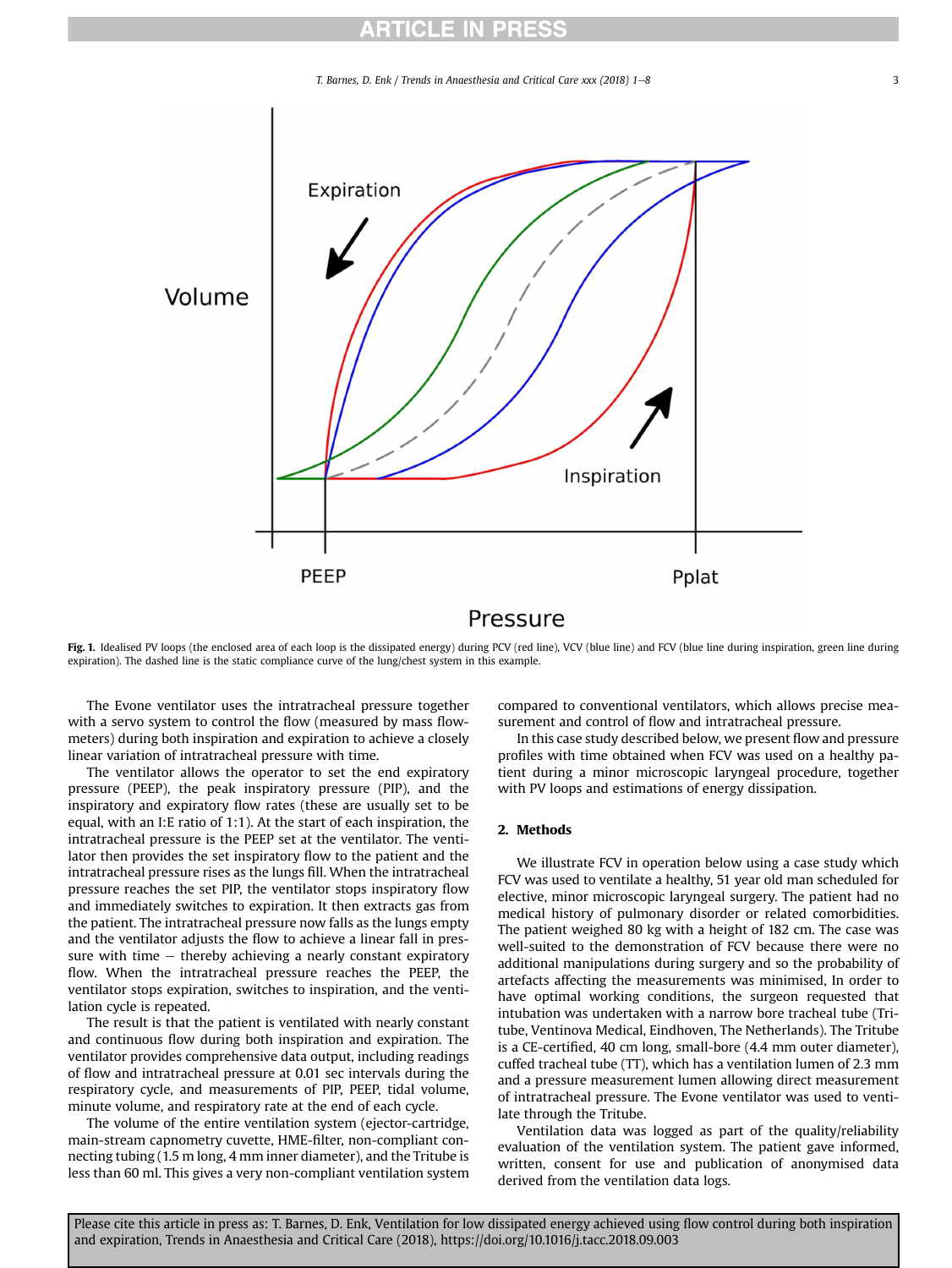Fig. 1. Idealised PV loops (the enclosed area of each loop is the dissipated energy) during PCV (red line), VCV (blue line) and FCV (blue line during inspiration, green line during expiration). The dashed line is the static compliance curve of the lung/chest system in this example.

The Evone ventilator uses the intratracheal pressure together with a servo system to control the flow (measured by mass flowmeters) during both inspiration and expiration to achieve a closely linear variation of intratracheal pressure with time.

The ventilator allows the operator to set the end expiratory pressure (PEEP), the peak inspiratory pressure (PIP), and the inspiratory and expiratory flow rates (these are usually set to be equal, with an I:E ratio of 1:1). At the start of each inspiration, the intratracheal pressure is the PEEP set at the ventilator. The ventilator then provides the set inspiratory flow to the patient and the intratracheal pressure rises as the lungs fill. When the intratracheal pressure reaches the set PIP, the ventilator stops inspiratory flow and immediately switches to expiration. It then extracts gas from the patient. The intratracheal pressure now falls as the lungs empty and the ventilator adjusts the flow to achieve a linear fall in pressure with time − thereby achieving a nearly constant expiratory flow. When the intratracheal pressure reaches the PEEP, the ventilator stops expiration, switches to inspiration, and the ventilation cycle is repeated.

The result is that the patient is ventilated with nearly constant and continuous flow during both inspiration and expiration. The ventilator provides comprehensive data output, including readings of flow and intratracheal pressure at 0.01 sec intervals during the respiratory cycle, and measurements of PIP, PEEP, tidal volume, minute volume, and respiratory rate at the end of each cycle.

The volume of the entire ventilation system (ejector-cartridge, main-stream capnometry cuvette, HME-filter, non-compliant connecting tubing (1.5 m long, 4 mm inner diameter), and the Tritube is less than 60 ml. This gives a very non-compliant ventilation system compared to conventional ventilators, which allows precise measurement and control of flow and intratracheal pressure.

In this case study described below, we present flow and pressure profiles with time obtained when FCV was used on a healthy patient during a minor microscopic laryngeal procedure, together with PV loops and estimations of energy dissipation.

## 2. Methods

We illustrate FCV in operation below using a case study which FCV was used to ventilate a healthy, 51 year old man scheduled for elective, minor microscopic laryngeal surgery. The patient had no medical history of pulmonary disorder or related comorbidities. The patient weighed 80 kg with a height of 182 cm. The case was well-suited to the demonstration of FCV because there were no additional manipulations during surgery and so the probability of artefacts affecting the measurements was minimised, In order to have optimal working conditions, the surgeon requested that intubation was undertaken with a narrow bore tracheal tube (Tritube, Ventinova Medical, Eindhoven, The Netherlands). The Tritube is a CE-certified, 40 cm long, small-bore (4.4 mm outer diameter), cuffed tracheal tube (TT), which has a ventilation lumen of 2.3 mm and a pressure measurement lumen allowing direct measurement of intratracheal pressure. The Evone ventilator was used to ventilate through the Tritube.

Ventilation data was logged as part of the quality/reliability evaluation of the ventilation system. The patient gave informed, written, consent for use and publication of anonymised data derived from the ventilation data logs.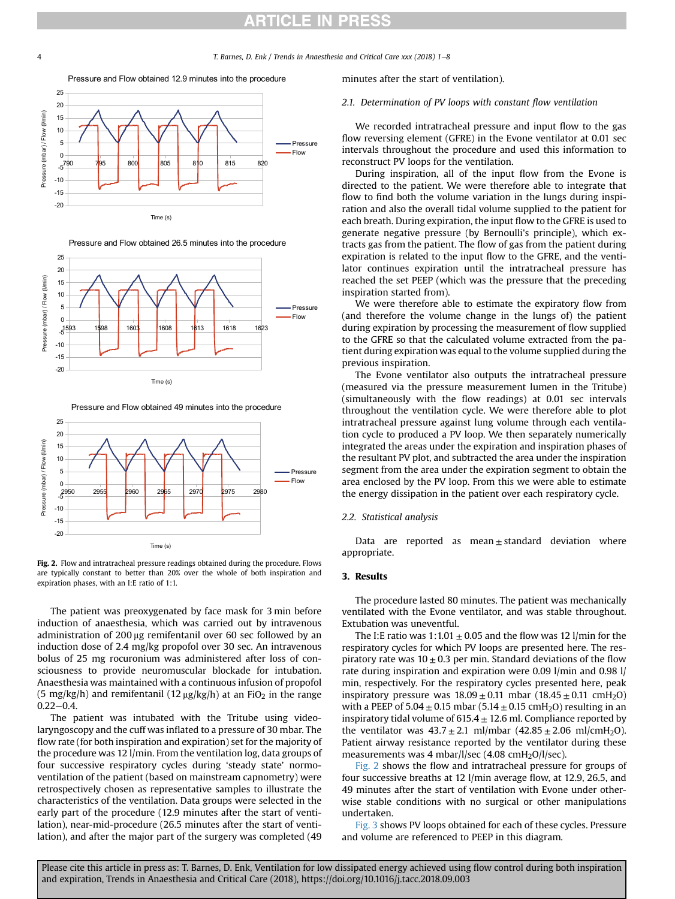**Fig. 2.** Flow and intratracheal pressure readings obtained during the procedure. Flows are typically constant to better than 20% over the whole of both inspiration and expiration phases, with an I:E ratio of 1:1.

The patient was preoxygenated by face mask for 3 min before induction of anaesthesia, which was carried out by intravenous administration of 200 μg remifentanil over 60 sec followed by an induction dose of 2.4 mg/kg propofol over 30 sec. An intravenous bolus of 25 mg rocuronium was administered after loss of consciousness to provide neuromuscular blockade for intubation. Anaesthesia was maintained with a continuous infusion of propofol (5 mg/kg/h) and remifentanil (12 μg/kg/h) at an $FiO_2$ in the range 0.22–0.4.

The patient was intubated with the Tritube using video-laryngoscopy and the cuff was inflated to a pressure of 30 mbar. The flow rate (for both inspiration and expiration) set for the majority of the procedure was 12 l/min. From the ventilation log, data groups of four successive respiratory cycles during 'steady state' normoventilation of the patient (based on mainstream capnometry) were retrospectively chosen as representative samples to illustrate the characteristics of the ventilation. Data groups were selected in the early part of the procedure (12.9 minutes after the start of ventilation), near-mid-procedure (26.5 minutes after the start of ventilation), and after the major part of the surgery was completed (49 minutes after the start of ventilation).

### 2.1. Determination of PV loops with constant flow ventilation

We recorded intratracheal pressure and input flow to the gas flow reversing element (GFRE) in the Evone ventilator at 0.01 sec intervals throughout the procedure and used this information to reconstruct PV loops for the ventilation.

During inspiration, all of the input flow from the Evone is directed to the patient. We were therefore able to integrate that flow to find both the volume variation in the lungs during inspiration and also the overall tidal volume supplied to the patient for each breath. During expiration, the input flow to the GFRE is used to generate negative pressure (by Bernoulli's principle), which extracts gas from the patient. The flow of gas from the patient during expiration is related to the input flow to the GFRE, and the ventilator continues expiration until the intratracheal pressure has reached the set PEEP (which was the pressure that the preceding inspiration started from).

We were therefore able to estimate the expiratory flow from (and therefore the volume change in the lungs of) the patient during expiration by processing the measurement of flow supplied to the GFRE so that the calculated volume extracted from the patient during expiration was equal to the volume supplied during the previous inspiration.

The Evone ventilator also outputs the intratracheal pressure (measured via the pressure measurement lumen in the Tritube) (simultaneously with the flow readings) at 0.01 sec intervals throughout the ventilation cycle. We were therefore able to plot intratracheal pressure against lung volume through each ventilation cycle to produced a PV loop. We then separately numerically integrated the areas under the expiration and inspiration phases of the resultant PV plot, and subtracted the area under the inspiration segment from the area under the expiration segment to obtain the area enclosed by the PV loop. From this we were able to estimate the energy dissipation in the patient over each respiratory cycle.

### 2.2. Statistical analysis

Data are reported as mean ± standard deviation where appropriate.

## 3. Results

The procedure lasted 80 minutes. The patient was mechanically ventilated with the Evone ventilator, and was stable throughout. Extubation was uneventful.

The I:E ratio was 1:1.01 ± 0.05 and the flow was 12 l/min for the respiratory cycles for which PV loops are presented here. The respiratory rate was 10 ± 0.3 per min. Standard deviations of the flow rate during inspiration and expiration were 0.09 l/min and 0.98 l/min, respectively. For the respiratory cycles presented here, peak inspiratory pressure was 18.09 ± 0.11 mbar (18.45 ± 0.11 $cmH_2O$) with a PEEP of 5.04 ± 0.15 mbar (5.14 ± 0.15 $cmH_2O$) resulting in an inspiratory tidal volume of 615.4 ± 12.6 ml. Compliance reported by the ventilator was 43.7 ± 2.1 ml/mbar (42.85 ± 2.06 ml/$cmH_2O$). Patient airway resistance reported by the ventilator during these measurements was 4 mbar/l/sec (4.08 $cmH_2O$/l/sec).

Fig. 2 shows the flow and intratracheal pressure for groups of four successive breaths at 12 l/min average flow, at 12.9, 26.5, and 49 minutes after the start of ventilation with Evone under otherwise stable conditions with no surgical or other manipulations undertaken.

Fig. 3 shows PV loops obtained for each of these cycles. Pressure and volume are referenced to PEEP in this diagram.

Please cite this article in press as: T. Barnes, D. Enk, Ventilation for low dissipated energy achieved using flow control during both inspiration and expiration, Trends in Anaesthesia and Critical Care (2018), https://doi.org/10.1016/j.tacc.2018.09.003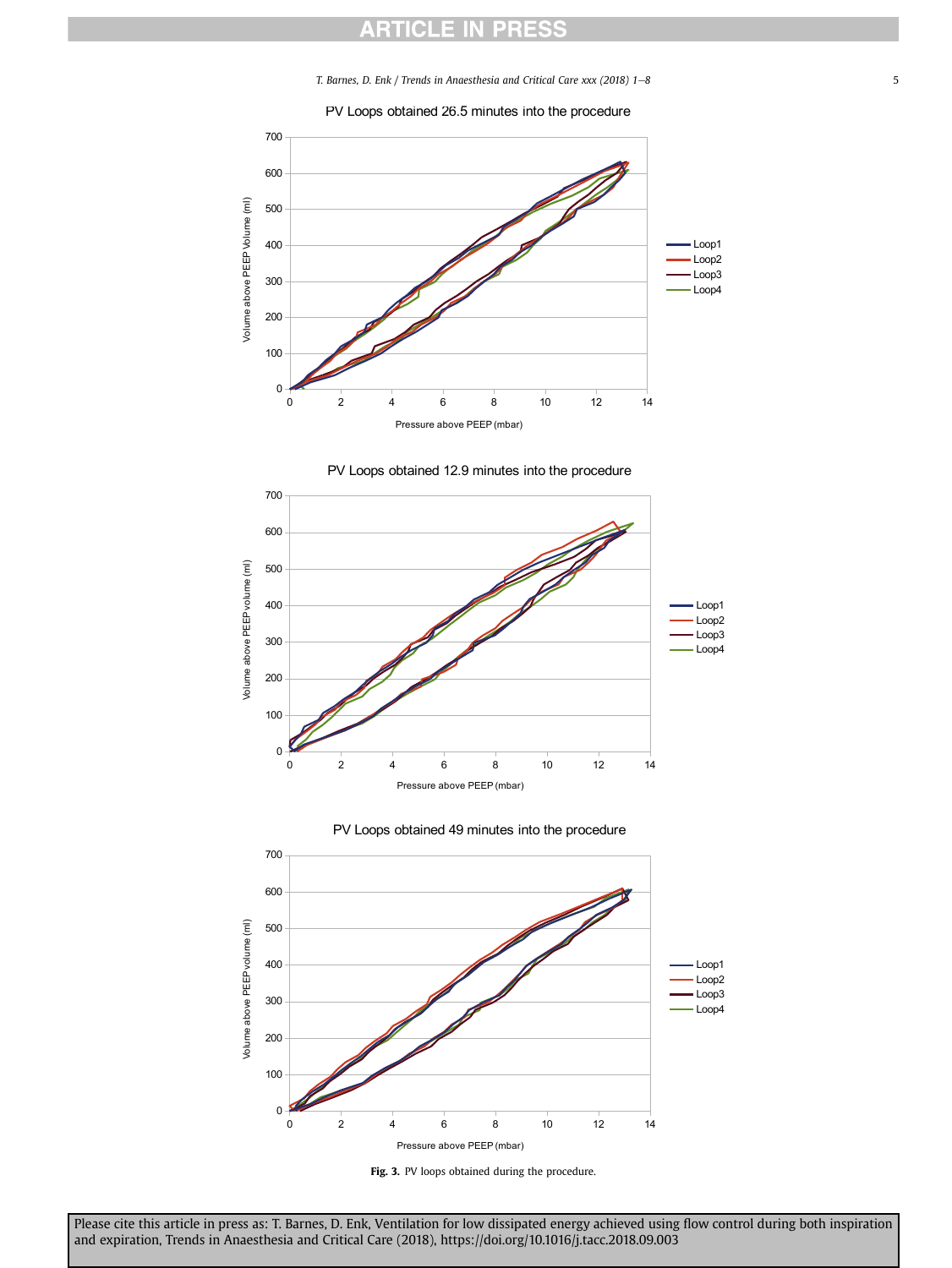Fig. 3. PV loops obtained during the procedure.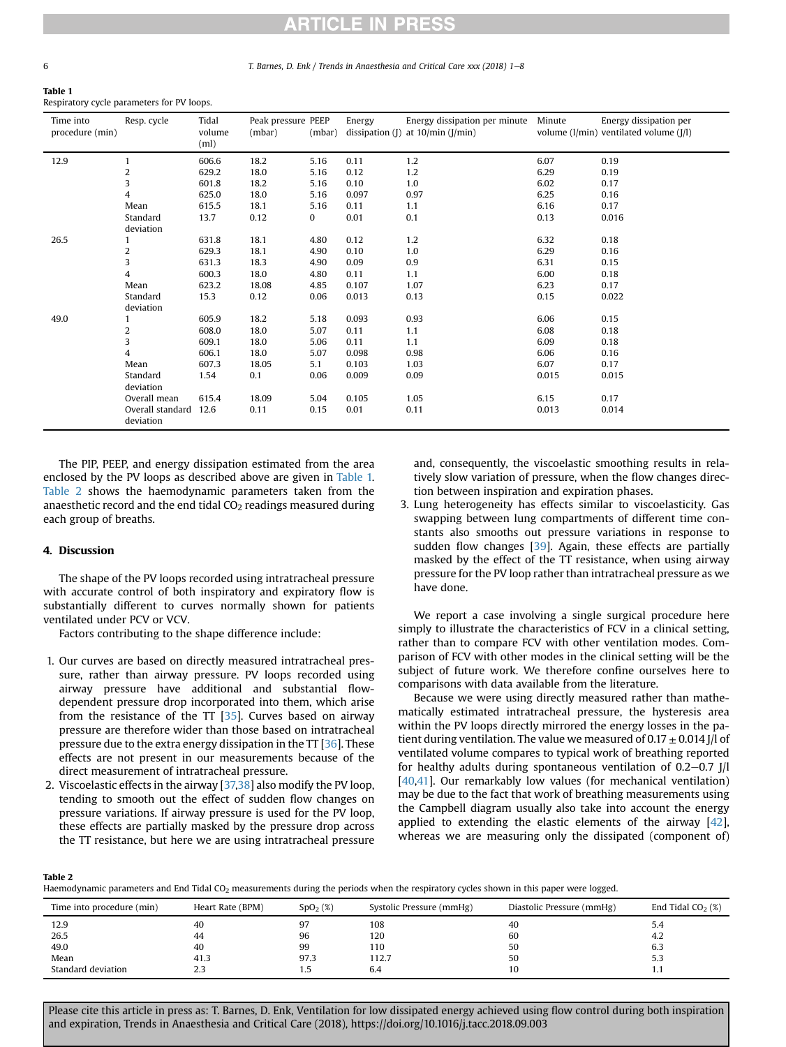**Table 1**
Respiratory cycle parameters for PV loops.

| Time into procedure (min) | Resp. cycle | Tidal volume (ml) | Peak pressure (mbar) | PEEP (mbar) | Energy dissipation (J) | Energy dissipation per minute at 10/min (J/min) | Minute volume (l/min) | Energy dissipation per ventilated volume (J/l) |
|---|---|---|---|---|---|---|---|---|
| 12.9 | 1 | 606.6 | 18.2 | 5.16 | 0.11 | 1.2 | 6.07 | 0.19 |
| | 2 | 629.2 | 18.0 | 5.16 | 0.12 | 1.2 | 6.29 | 0.19 |
| | 3 | 601.8 | 18.2 | 5.16 | 0.10 | 1.0 | 6.02 | 0.17 |
| | 4 | 625.0 | 18.0 | 5.16 | 0.097 | 0.97 | 6.25 | 0.16 |
| | Mean | 615.5 | 18.1 | 5.16 | 0.11 | 1.1 | 6.16 | 0.17 |
| | Standard deviation | 13.7 | 0.12 | 0 | 0.01 | 0.1 | 0.13 | 0.016 |
| 26.5 | 1 | 631.8 | 18.1 | 4.80 | 0.12 | 1.2 | 6.32 | 0.18 |
| | 2 | 629.3 | 18.1 | 4.90 | 0.10 | 1.0 | 6.29 | 0.16 |
| | 3 | 631.3 | 18.3 | 4.90 | 0.09 | 0.9 | 6.31 | 0.15 |
| | 4 | 600.3 | 18.0 | 4.80 | 0.11 | 1.1 | 6.00 | 0.18 |
| | Mean | 623.2 | 18.08 | 4.85 | 0.107 | 1.07 | 6.23 | 0.17 |
| | Standard deviation | 15.3 | 0.12 | 0.06 | 0.013 | 0.13 | 0.15 | 0.022 |
| 49.0 | 1 | 605.9 | 18.2 | 5.18 | 0.093 | 0.93 | 6.06 | 0.15 |
| | 2 | 608.0 | 18.0 | 5.07 | 0.11 | 1.1 | 6.08 | 0.18 |
| | 3 | 609.1 | 18.0 | 5.06 | 0.11 | 1.1 | 6.09 | 0.18 |
| | 4 | 606.1 | 18.0 | 5.07 | 0.098 | 0.98 | 6.06 | 0.16 |
| | Mean | 607.3 | 18.05 | 5.1 | 0.103 | 1.03 | 6.07 | 0.17 |
| | Standard deviation | 1.54 | 0.1 | 0.06 | 0.009 | 0.09 | 0.015 | 0.015 |
| | Overall mean | 615.4 | 18.09 | 5.04 | 0.105 | 1.05 | 6.15 | 0.17 |
| | Overall standard deviation | 12.6 | 0.11 | 0.15 | 0.01 | 0.11 | 0.013 | 0.014 |

The PIP, PEEP, and energy dissipation estimated from the area enclosed by the PV loops as described above are given in Table 1. Table 2 shows the haemodynamic parameters taken from the anaesthetic record and the end tidal $CO_2$ readings measured during each group of breaths.

## 4. Discussion

The shape of the PV loops recorded using intratracheal pressure with accurate control of both inspiratory and expiratory flow is substantially different to curves normally shown for patients ventilated under PCV or VCV.

Factors contributing to the shape difference include:

1. Our curves are based on directly measured intratracheal pressure, rather than airway pressure. PV loops recorded using airway pressure have additional and substantial flow-dependent pressure drop incorporated into them, which arise from the resistance of the TT [35]. Curves based on airway pressure are therefore wider than those based on intratracheal pressure due to the extra energy dissipation in the TT [36]. These effects are not present in our measurements because of the direct measurement of intratracheal pressure.
2. Viscoelastic effects in the airway [37,38] also modify the PV loop, tending to smooth out the effect of sudden flow changes on pressure variations. If airway pressure is used for the PV loop, these effects are partially masked by the pressure drop across the TT resistance, but here we are using intratracheal pressure and, consequently, the viscoelastic smoothing results in relatively slow variation of pressure, when the flow changes direction between inspiration and expiration phases.
3. Lung heterogeneity has effects similar to viscoelasticity. Gas swapping between lung compartments of different time constants also smooths out pressure variations in response to sudden flow changes [39]. Again, these effects are partially masked by the effect of the TT resistance, when using airway pressure for the PV loop rather than intratracheal pressure as we have done.

We report a case involving a single surgical procedure here simply to illustrate the characteristics of FCV in a clinical setting, rather than to compare FCV with other ventilation modes. Comparison of FCV with other modes in the clinical setting will be the subject of future work. We therefore confine ourselves here to comparisons with data available from the literature.

Because we were using directly measured rather than mathematically estimated intratracheal pressure, the hysteresis area within the PV loops directly mirrored the energy losses in the patient during ventilation. The value we measured of $0.17 \pm 0.014$ J/l of ventilated volume compares to typical work of breathing reported for healthy adults during spontaneous ventilation of 0.2–0.7 J/l [40,41]. Our remarkably low values (for mechanical ventilation) may be due to the fact that work of breathing measurements using the Campbell diagram usually also take into account the energy applied to extending the elastic elements of the airway [42], whereas we are measuring only the dissipated (component of)

**Table 2**
Haemodynamic parameters and End Tidal $CO_2$ measurements during the periods when the respiratory cycles shown in this paper were logged.

| Time into procedure (min) | Heart Rate (BPM) | $SpO_2$ (%) | Systolic Pressure (mmHg) | Diastolic Pressure (mmHg) | End Tidal $CO_2$ (%) |
|---|---|---|---|---|---|
| 12.9 | 40 | 97 | 108 | 40 | 5.4 |
| 26.5 | 44 | 96 | 120 | 60 | 4.2 |
| 49.0 | 40 | 99 | 110 | 50 | 6.3 |
| Mean | 41.3 | 97.3 | 112.7 | 50 | 5.3 |
| Standard deviation | 2.3 | 1.5 | 6.4 | 10 | 1.1 |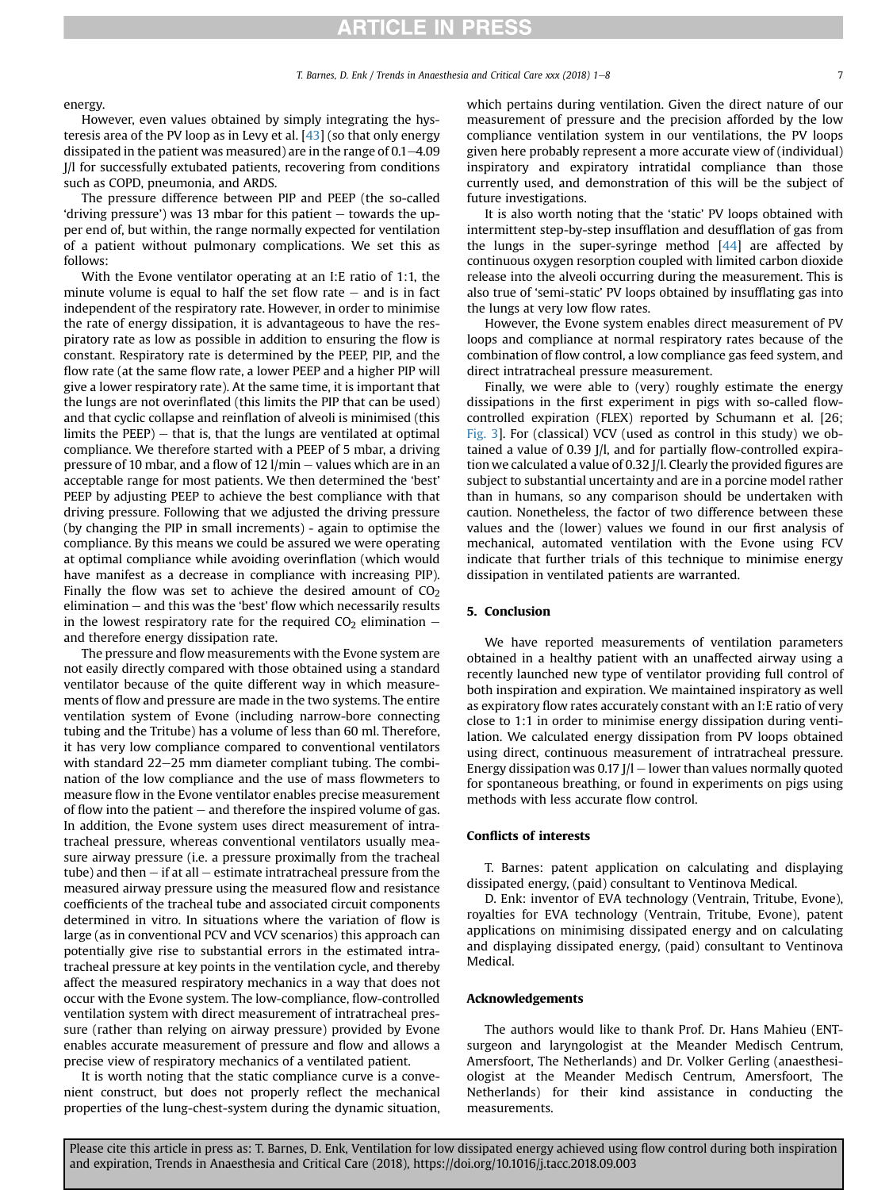energy.

However, even values obtained by simply integrating the hysteresis area of the PV loop as in Levy et al. [43] (so that only energy dissipated in the patient was measured) are in the range of 0.1–4.09 J/l for successfully extubated patients, recovering from conditions such as COPD, pneumonia, and ARDS.

The pressure difference between PIP and PEEP (the so-called 'driving pressure') was 13 mbar for this patient – towards the upper end of, but within, the range normally expected for ventilation of a patient without pulmonary complications. We set this as follows:

With the Evone ventilator operating at an I:E ratio of 1:1, the minute volume is equal to half the set flow rate – and is in fact independent of the respiratory rate. However, in order to minimise the rate of energy dissipation, it is advantageous to have the respiratory rate as low as possible in addition to ensuring the flow is constant. Respiratory rate is determined by the PEEP, PIP, and the flow rate (at the same flow rate, a lower PEEP and a higher PIP will give a lower respiratory rate). At the same time, it is important that the lungs are not overinflated (this limits the PIP that can be used) and that cyclic collapse and reinflation of alveoli is minimised (this limits the PEEP) – that is, that the lungs are ventilated at optimal compliance. We therefore started with a PEEP of 5 mbar, a driving pressure of 10 mbar, and a flow of 12 l/min – values which are in an acceptable range for most patients. We then determined the 'best' PEEP by adjusting PEEP to achieve the best compliance with that driving pressure. Following that we adjusted the driving pressure (by changing the PIP in small increments) - again to optimise the compliance. By this means we could be assured we were operating at optimal compliance while avoiding overinflation (which would have manifest as a decrease in compliance with increasing PIP). Finally the flow was set to achieve the desired amount of $CO_2$ elimination – and this was the 'best' flow which necessarily results in the lowest respiratory rate for the required $CO_2$ elimination – and therefore energy dissipation rate.

The pressure and flow measurements with the Evone system are not easily directly compared with those obtained using a standard ventilator because of the quite different way in which measurements of flow and pressure are made in the two systems. The entire ventilation system of Evone (including narrow-bore connecting tubing and the Tritube) has a volume of less than 60 ml. Therefore, it has very low compliance compared to conventional ventilators with standard 22–25 mm diameter compliant tubing. The combination of the low compliance and the use of mass flowmeters to measure flow in the Evone ventilator enables precise measurement of flow into the patient – and therefore the inspired volume of gas. In addition, the Evone system uses direct measurement of intratracheal pressure, whereas conventional ventilators usually measure airway pressure (i.e. a pressure proximally from the tracheal tube) and then – if at all – estimate intratracheal pressure from the measured airway pressure using the measured flow and resistance coefficients of the tracheal tube and associated circuit components determined in vitro. In situations where the variation of flow is large (as in conventional PCV and VCV scenarios) this approach can potentially give rise to substantial errors in the estimated intratracheal pressure at key points in the ventilation cycle, and thereby affect the measured respiratory mechanics in a way that does not occur with the Evone system. The low-compliance, flow-controlled ventilation system with direct measurement of intratracheal pressure (rather than relying on airway pressure) provided by Evone enables accurate measurement of pressure and flow and allows a precise view of respiratory mechanics of a ventilated patient.

It is worth noting that the static compliance curve is a convenient construct, but does not properly reflect the mechanical properties of the lung-chest-system during the dynamic situation, which pertains during ventilation. Given the direct nature of our measurement of pressure and the precision afforded by the low compliance ventilation system in our ventilations, the PV loops given here probably represent a more accurate view of (individual) inspiratory and expiratory intratidal compliance than those currently used, and demonstration of this will be the subject of future investigations.

It is also worth noting that the 'static' PV loops obtained with intermittent step-by-step insufflation and desufflation of gas from the lungs in the super-syringe method [44] are affected by continuous oxygen resorption coupled with limited carbon dioxide release into the alveoli occurring during the measurement. This is also true of 'semi-static' PV loops obtained by insufflating gas into the lungs at very low flow rates.

However, the Evone system enables direct measurement of PV loops and compliance at normal respiratory rates because of the combination of flow control, a low compliance gas feed system, and direct intratracheal pressure measurement.

Finally, we were able to (very) roughly estimate the energy dissipations in the first experiment in pigs with so-called flow-controlled expiration (FLEX) reported by Schumann et al. [26; Fig. 3]. For (classical) VCV (used as control in this study) we obtained a value of 0.39 J/l, and for partially flow-controlled expiration we calculated a value of 0.32 J/l. Clearly the provided figures are subject to substantial uncertainty and are in a porcine model rather than in humans, so any comparison should be undertaken with caution. Nonetheless, the factor of two difference between these values and the (lower) values we found in our first analysis of mechanical, automated ventilation with the Evone using FCV indicate that further trials of this technique to minimise energy dissipation in ventilated patients are warranted.

## 5. Conclusion

We have reported measurements of ventilation parameters obtained in a healthy patient with an unaffected airway using a recently launched new type of ventilator providing full control of both inspiration and expiration. We maintained inspiratory as well as expiratory flow rates accurately constant with an I:E ratio of very close to 1:1 in order to minimise energy dissipation during ventilation. We calculated energy dissipation from PV loops obtained using direct, continuous measurement of intratracheal pressure. Energy dissipation was 0.17 J/l – lower than values normally quoted for spontaneous breathing, or found in experiments on pigs using methods with less accurate flow control.

### Conflicts of interests

T. Barnes: patent application on calculating and displaying dissipated energy, (paid) consultant to Ventinova Medical.

D. Enk: inventor of EVA technology (Ventrain, Tritube, Evone), royalties for EVA technology (Ventrain, Tritube, Evone), patent applications on minimising dissipated energy and on calculating and displaying dissipated energy, (paid) consultant to Ventinova Medical.

### Acknowledgements

The authors would like to thank Prof. Dr. Hans Mahieu (ENT-surgeon and laryngologist at the Meander Medisch Centrum, Amersfoort, The Netherlands) and Dr. Volker Gerling (anaesthesiologist at the Meander Medisch Centrum, Amersfoort, The Netherlands) for their kind assistance in conducting the measurements.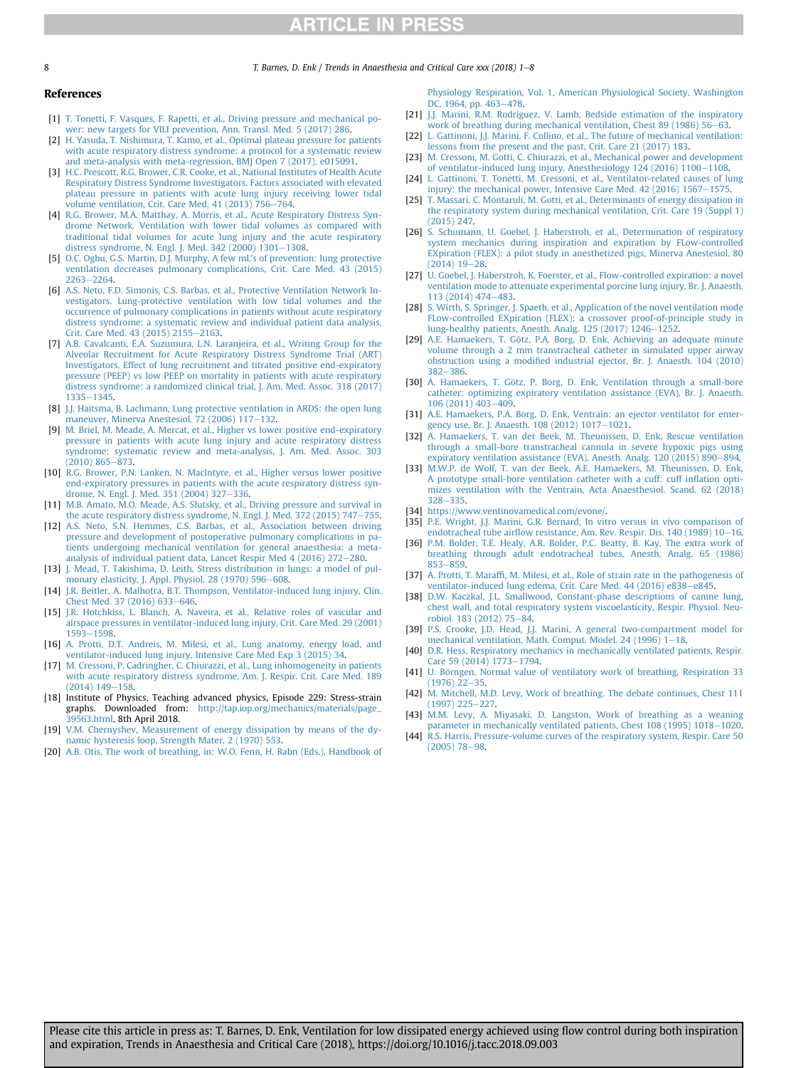## References

[1] T. Tonetti, F. Vasques, F. Rapetti, et al., Driving pressure and mechanical power: new targets for VILI prevention, Ann. Transl. Med. 5 (2017) 286.

[2] H. Yasuda, T. Nishimura, T. Kamo, et al., Optimal plateau pressure for patients with acute respiratory distress syndrome: a protocol for a systematic review and meta-analysis with meta-regression, BMJ Open 7 (2017), e015091.

[3] H.C. Prescott, R.G. Brower, C.R. Cooke, et al., National Institutes of Health Acute Respiratory Distress Syndrome Investigators. Factors associated with elevated plateau pressure in patients with acute lung injury receiving lower tidal volume ventilation, Crit. Care Med. 41 (2013) 756–764.

[4] R.G. Brower, M.A. Matthay, A. Morris, et al., Acute Respiratory Distress Syndrome Network. Ventilation with lower tidal volumes as compared with traditional tidal volumes for acute lung injury and the acute respiratory distress syndrome, N. Engl. J. Med. 342 (2000) 1301–1308.

[5] O.C. Ogbu, G.S. Martin, D.J. Murphy, A few mL's of prevention: lung protective ventilation decreases pulmonary complications, Crit. Care Med. 43 (2015) 2263–2264.

[6] A.S. Neto, F.D. Simonis, C.S. Barbas, et al., Protective Ventilation Network Investigators. Lung-protective ventilation with low tidal volumes and the occurrence of pulmonary complications in patients without acute respiratory distress syndrome: a systematic review and individual patient data analysis, Crit. Care Med. 43 (2015) 2155–2163.

[7] A.B. Cavalcanti, É.A. Suzumura, L.N. Laranjeira, et al., Writing Group for the Alveolar Recruitment for Acute Respiratory Distress Syndrome Trial (ART) Investigators. Effect of lung recruitment and titrated positive end-expiratory pressure (PEEP) vs low PEEP on mortality in patients with acute respiratory distress syndrome: a randomized clinical trial, J. Am. Med. Assoc. 318 (2017) 1335–1345.

[8] J.J. Haitsma, B. Lachmann, Lung protective ventilation in ARDS: the open lung maneuver, Minerva Anestesiol. 72 (2006) 117–132.

[9] M. Briel, M. Meade, A. Mercat, et al., Higher vs lower positive end-expiratory pressure in patients with acute lung injury and acute respiratory distress syndrome: systematic review and meta-analysis, J. Am. Med. Assoc. 303 (2010) 865–873.

[10] R.G. Brower, P.N. Lanken, N. MacIntyre, et al., Higher versus lower positive end-expiratory pressures in patients with the acute respiratory distress syndrome, N. Engl. J. Med. 351 (2004) 327–336.

[11] M.B. Amato, M.O. Meade, A.S. Slutsky, et al., Driving pressure and survival in the acute respiratory distress syndrome, N. Engl. J. Med. 372 (2015) 747–755.

[12] A.S. Neto, S.N. Hemmes, C.S. Barbas, et al., Association between driving pressure and development of postoperative pulmonary complications in patients undergoing mechanical ventilation for general anaesthesia: a meta-analysis of individual patient data, Lancet Respir Med 4 (2016) 272–280.

[13] J. Mead, T. Takishima, D. Leith, Stress distribution in lungs: a model of pulmonary elasticity, J. Appl. Physiol. 28 (1970) 596–608.

[14] J.R. Beitler, A. Malhotra, B.T. Thompson, Ventilator-induced lung injury, Clin. Chest Med. 37 (2016) 633–646.

[15] J.R. Hotchkiss, L. Blanch, A. Naveira, et al., Relative roles of vascular and airspace pressures in ventilator-induced lung injury, Crit. Care Med. 29 (2001) 1593–1598.

[16] A. Protti, D.T. Andreis, M. Milesi, et al., Lung anatomy, energy load, and ventilator-induced lung injury, Intensive Care Med Exp 3 (2015) 34.

[17] M. Cressoni, P. Cadringher, C. Chiurazzi, et al., Lung inhomogeneity in patients with acute respiratory distress syndrome, Am. J. Respir. Crit. Care Med. 189 (2014) 149–158.

[18] Institute of Physics, Teaching advanced physics, Episode 229: Stress-strain graphs. Downloaded from: http://tap.iop.org/mechanics/materials/page_39563.html, 8th April 2018.

[19] V.M. Chernyshev, Measurement of energy dissipation by means of the dynamic hysteresis loop, Strength Mater. 2 (1970) 553.

[20] A.B. Otis, The work of breathing, in: W.O. Fenn, H. Rabn (Eds.), Handbook of Physiology Respiration, Vol. 1, American Physiological Society, Washington DC, 1964, pp. 463–478.

[21] J.J. Marini, R.M. Rodriguez, V. Lamb, Bedside estimation of the inspiratory work of breathing during mechanical ventilation, Chest 89 (1986) 56–63.

[22] L. Gattinoni, J.J. Marini, F. Collino, et al., The future of mechanical ventilation: lessons from the present and the past, Crit. Care 21 (2017) 183.

[23] M. Cressoni, M. Gotti, C. Chiurazzi, et al., Mechanical power and development of ventilator-induced lung injury, Anesthesiology 124 (2016) 1100–1108.

[24] L. Gattinoni, T. Tonetti, M. Cressoni, et al., Ventilator-related causes of lung injury: the mechanical power, Intensive Care Med. 42 (2016) 1567–1575.

[25] T. Massari, C. Montaruli, M. Gotti, et al., Determinants of energy dissipation in the respiratory system during mechanical ventilation, Crit. Care 19 (Suppl 1) (2015) 247.

[26] S. Schumann, U. Goebel, J. Haberstroh, et al., Determination of respiratory system mechanics during inspiration and expiration by FLow-controlled EXpiration (FLEX): a pilot study in anesthetized pigs, Minerva Anestesiol. 80 (2014) 19–28.

[27] U. Goebel, J. Haberstroh, K. Foerster, et al., Flow-controlled expiration: a novel ventilation mode to attenuate experimental porcine lung injury, Br. J. Anaesth. 113 (2014) 474–483.

[28] S. Wirth, S. Springer, J. Spaeth, et al., Application of the novel ventilation mode FLow-controlled EXpiration (FLEX): a crossover proof-of-principle study in lung-healthy patients, Anesth. Analg. 125 (2017) 1246–1252.

[29] A.E. Hamaekers, T. Götz, P.A. Borg, D. Enk, Achieving an adequate minute volume through a 2 mm transtracheal catheter in simulated upper airway obstruction using a modified industrial ejector, Br. J. Anaesth. 104 (2010) 382–386.

[30] A. Hamaekers, T. Götz, P. Borg, D. Enk, Ventilation through a small-bore catheter: optimizing expiratory ventilation assistance (EVA), Br. J. Anaesth. 106 (2011) 403–409.

[31] A.E. Hamaekers, P.A. Borg, D. Enk, Ventrain: an ejector ventilator for emergency use, Br. J. Anaesth. 108 (2012) 1017–1021.

[32] A. Hamaekers, T. van der Beek, M. Theunissen, D. Enk, Rescue ventilation through a small-bore transtracheal cannula in severe hypoxic pigs using expiratory ventilation assistance (EVA), Anesth. Analg. 120 (2015) 890–894.

[33] M.W.P. de Wolf, T. van der Beek, A.E. Hamaekers, M. Theunissen, D. Enk, A prototype small-bore ventilation catheter with a cuff: cuff inflation optimizes ventilation with the Ventrain, Acta Anaesthesiol. Scand. 62 (2018) 328–335.

[34] https://www.ventinovamedical.com/evone/.

[35] P.E. Wright, J.J. Marini, G.R. Bernard, In vitro versus in vivo comparison of endotracheal tube airflow resistance, Am. Rev. Respir. Dis. 140 (1989) 10–16.

[36] P.M. Bolder, T.E. Healy, A.R. Bolder, P.C. Beatty, B. Kay, The extra work of breathing through adult endotracheal tubes, Anesth. Analg. 65 (1986) 853–859.

[37] A. Protti, T. Maraffi, M. Milesi, et al., Role of strain rate in the pathogenesis of ventilator-induced lung edema, Crit. Care Med. 44 (2016) e838–e845.

[38] D.W. Kaczkal, J.L. Smallwood, Constant-phase descriptions of canine lung, chest wall, and total respiratory system viscoelasticity, Respir. Physiol. Neurobiol. 183 (2012) 75–84.

[39] P.S. Crooke, J.D. Head, J.J. Marini, A general two-compartment model for mechanical ventilation, Math. Comput. Model. 24 (1996) 1–18.

[40] D.R. Hess, Respiratory mechanics in mechanically ventilated patients, Respir. Care 59 (2014) 1773–1794.

[41] U. Börngen, Normal value of ventilatory work of breathing, Respiration 33 (1976) 22–35.

[42] M. Mitchell, M.D. Levy, Work of breathing. The debate continues, Chest 111 (1997) 225–227.

[43] M.M. Levy, A. Miyasaki, D. Langston, Work of breathing as a weaning parameter in mechanically ventilated patients, Chest 108 (1995) 1018–1020.

[44] R.S. Harris, Pressure-volume curves of the respiratory system, Respir. Care 50 (2005) 78–98.

Please cite this article in press as: T. Barnes, D. Enk, Ventilation for low dissipated energy achieved using flow control during both inspiration and expiration, Trends in Anaesthesia and Critical Care (2018), https://doi.org/10.1016/j.tacc.2018.09.003